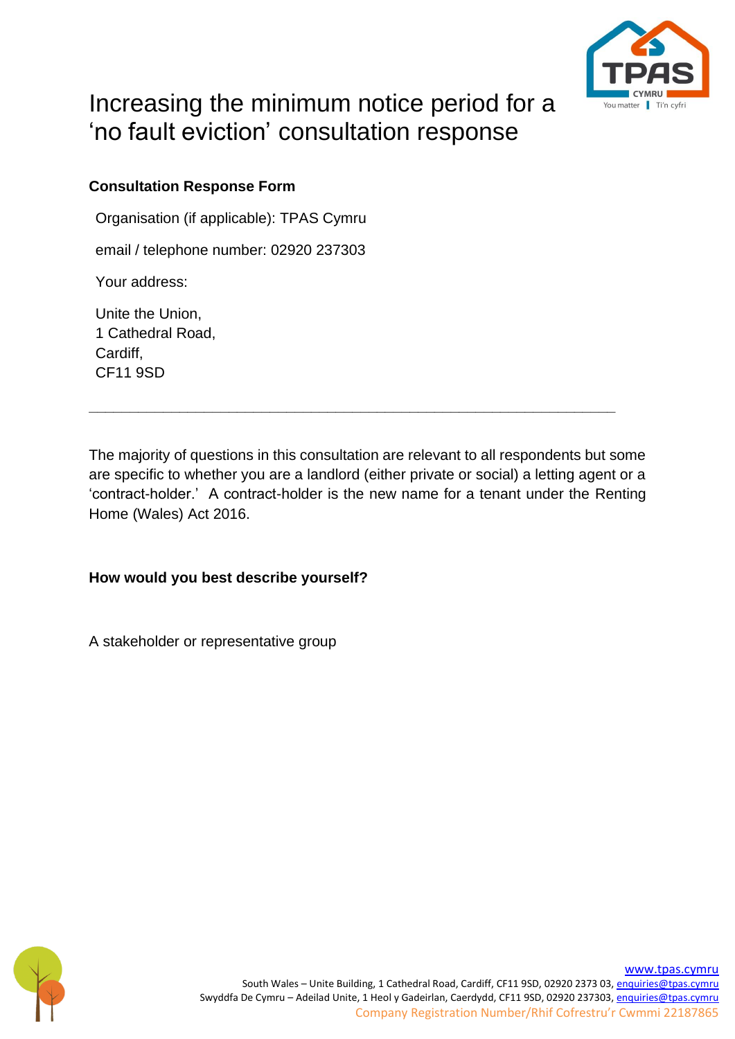# Increasing the minimum notice period for a 'no fault eviction' consultation response

**Consultation Response Form**

Organisation (if applicable): TPAS Cymru

email / telephone number: 02920 237303

Your address:

Unite the Union,
1 Cathedral Road,
Cardiff,
CF11 9SD

---

The majority of questions in this consultation are relevant to all respondents but some are specific to whether you are a landlord (either private or social) a letting agent or a 'contract-holder.' A contract-holder is the new name for a tenant under the Renting Home (Wales) Act 2016.

**How would you best describe yourself?**

A stakeholder or representative group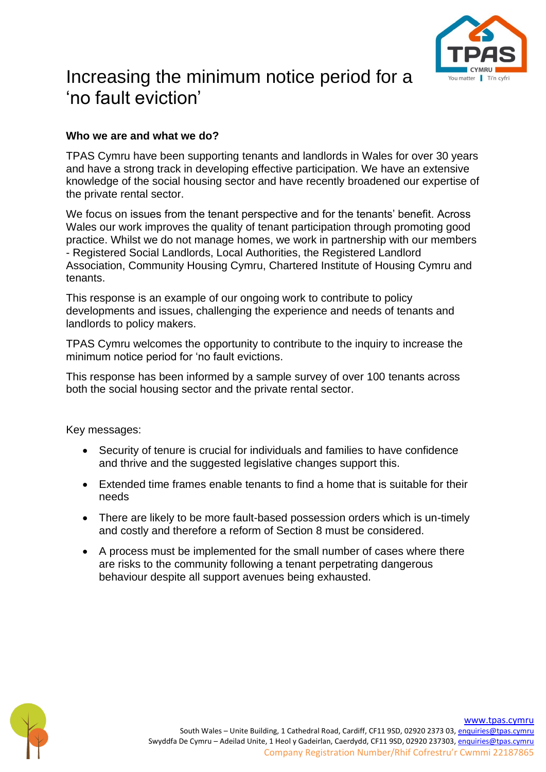# Increasing the minimum notice period for a ‘no fault eviction’

**Who we are and what we do?**

TPAS Cymru have been supporting tenants and landlords in Wales for over 30 years and have a strong track in developing effective participation. We have an extensive knowledge of the social housing sector and have recently broadened our expertise of the private rental sector.

We focus on issues from the tenant perspective and for the tenants’ benefit. Across Wales our work improves the quality of tenant participation through promoting good practice. Whilst we do not manage homes, we work in partnership with our members - Registered Social Landlords, Local Authorities, the Registered Landlord Association, Community Housing Cymru, Chartered Institute of Housing Cymru and tenants.

This response is an example of our ongoing work to contribute to policy developments and issues, challenging the experience and needs of tenants and landlords to policy makers.

TPAS Cymru welcomes the opportunity to contribute to the inquiry to increase the minimum notice period for ‘no fault evictions.

This response has been informed by a sample survey of over 100 tenants across both the social housing sector and the private rental sector.

Key messages:

- Security of tenure is crucial for individuals and families to have confidence and thrive and the suggested legislative changes support this.
- Extended time frames enable tenants to find a home that is suitable for their needs
- There are likely to be more fault-based possession orders which is un-timely and costly and therefore a reform of Section 8 must be considered.
- A process must be implemented for the small number of cases where there are risks to the community following a tenant perpetrating dangerous behaviour despite all support avenues being exhausted.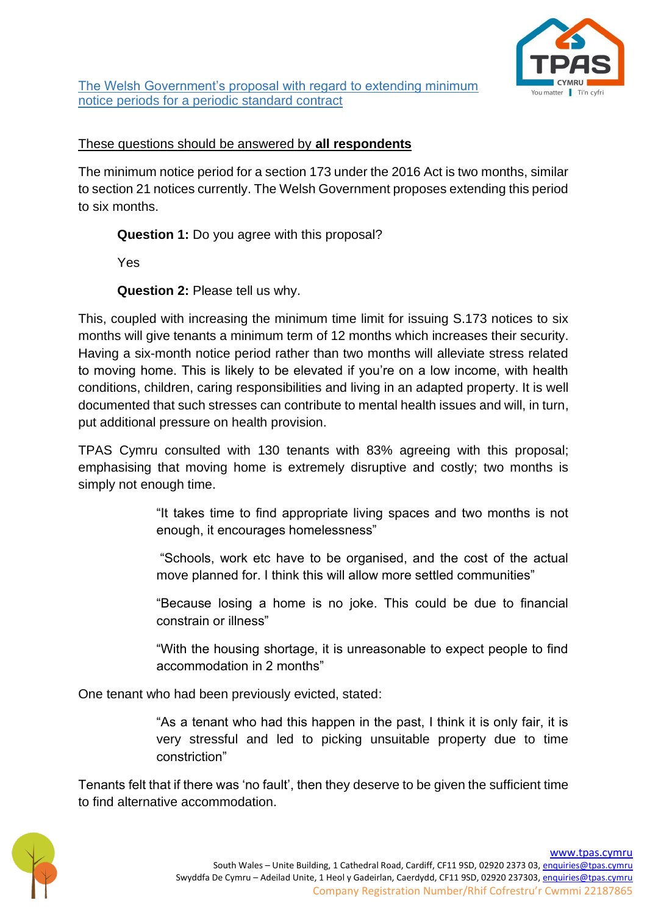[The Welsh Government's proposal with regard to extending minimum notice periods for a periodic standard contract]

These questions should be answered by **all respondents**

The minimum notice period for a section 173 under the 2016 Act is two months, similar to section 21 notices currently. The Welsh Government proposes extending this period to six months.

> **Question 1:** Do you agree with this proposal?
>
> Yes
>
> **Question 2:** Please tell us why.

This, coupled with increasing the minimum time limit for issuing S.173 notices to six months will give tenants a minimum term of 12 months which increases their security. Having a six-month notice period rather than two months will alleviate stress related to moving home. This is likely to be elevated if you're on a low income, with health conditions, children, caring responsibilities and living in an adapted property. It is well documented that such stresses can contribute to mental health issues and will, in turn, put additional pressure on health provision.

TPAS Cymru consulted with 130 tenants with 83% agreeing with this proposal; emphasising that moving home is extremely disruptive and costly; two months is simply not enough time.

> "It takes time to find appropriate living spaces and two months is not enough, it encourages homelessness"
>
> "Schools, work etc have to be organised, and the cost of the actual move planned for. I think this will allow more settled communities"
>
> "Because losing a home is no joke. This could be due to financial constrain or illness"
>
> "With the housing shortage, it is unreasonable to expect people to find accommodation in 2 months"

One tenant who had been previously evicted, stated:

> "As a tenant who had this happen in the past, I think it is only fair, it is very stressful and led to picking unsuitable property due to time constriction"

Tenants felt that if there was 'no fault', then they deserve to be given the sufficient time to find alternative accommodation.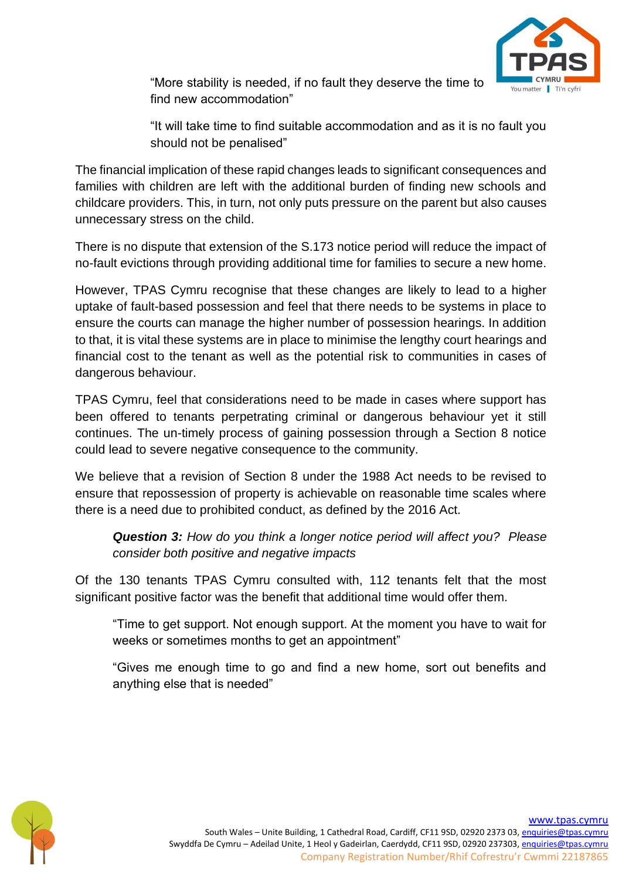> "More stability is needed, if no fault they deserve the time to find new accommodation"

> "It will take time to find suitable accommodation and as it is no fault you should not be penalised"

The financial implication of these rapid changes leads to significant consequences and families with children are left with the additional burden of finding new schools and childcare providers. This, in turn, not only puts pressure on the parent but also causes unnecessary stress on the child.

There is no dispute that extension of the S.173 notice period will reduce the impact of no-fault evictions through providing additional time for families to secure a new home.

However, TPAS Cymru recognise that these changes are likely to lead to a higher uptake of fault-based possession and feel that there needs to be systems in place to ensure the courts can manage the higher number of possession hearings. In addition to that, it is vital these systems are in place to minimise the lengthy court hearings and financial cost to the tenant as well as the potential risk to communities in cases of dangerous behaviour.

TPAS Cymru, feel that considerations need to be made in cases where support has been offered to tenants perpetrating criminal or dangerous behaviour yet it still continues. The un-timely process of gaining possession through a Section 8 notice could lead to severe negative consequence to the community.

We believe that a revision of Section 8 under the 1988 Act needs to be revised to ensure that repossession of property is achievable on reasonable time scales where there is a need due to prohibited conduct, as defined by the 2016 Act.

> ***Question 3:*** *How do you think a longer notice period will affect you? Please consider both positive and negative impacts*

Of the 130 tenants TPAS Cymru consulted with, 112 tenants felt that the most significant positive factor was the benefit that additional time would offer them.

> "Time to get support. Not enough support. At the moment you have to wait for weeks or sometimes months to get an appointment"

> "Gives me enough time to go and find a new home, sort out benefits and anything else that is needed"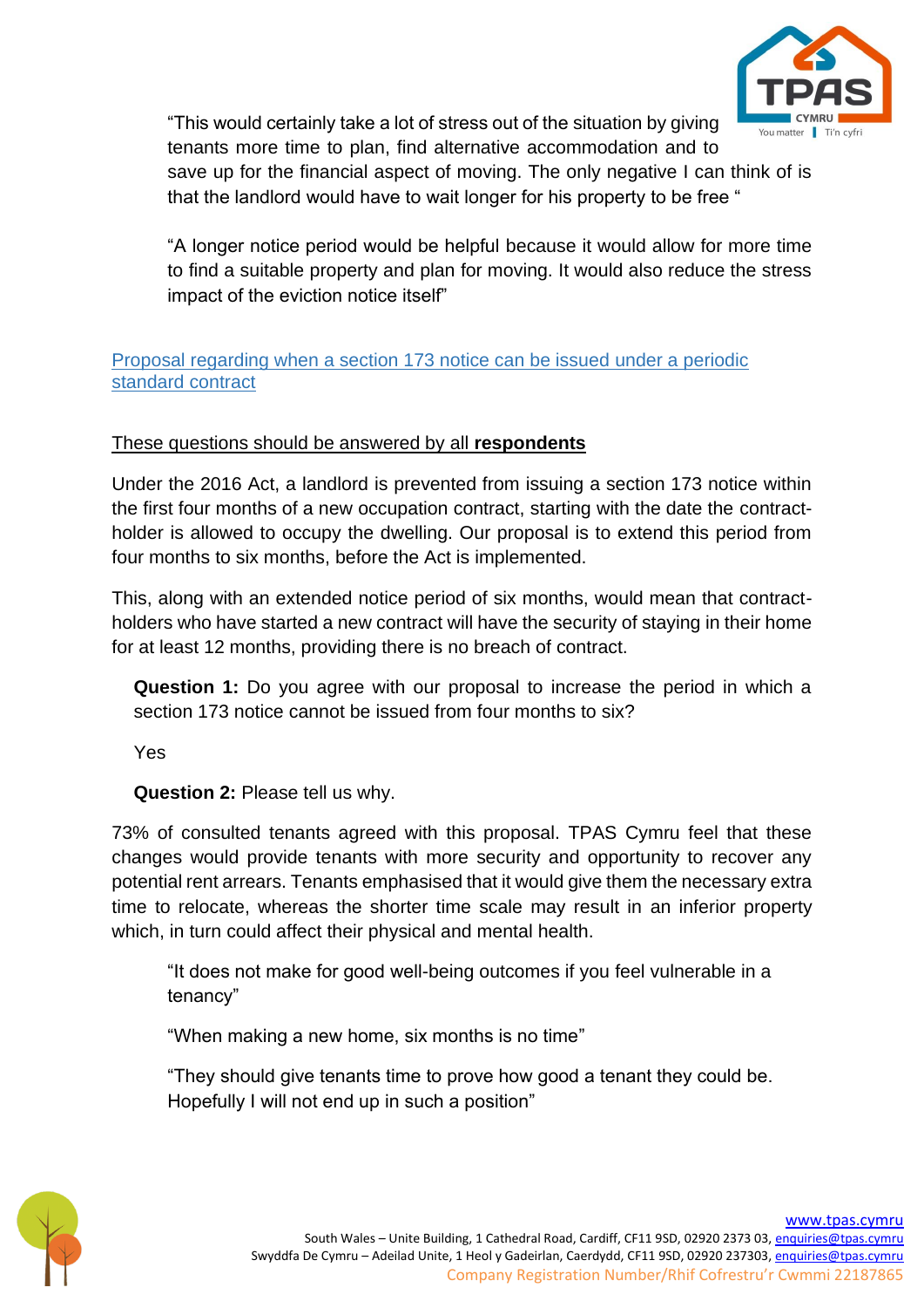"This would certainly take a lot of stress out of the situation by giving tenants more time to plan, find alternative accommodation and to save up for the financial aspect of moving. The only negative I can think of is that the landlord would have to wait longer for his property to be free "

"A longer notice period would be helpful because it would allow for more time to find a suitable property and plan for moving. It would also reduce the stress impact of the eviction notice itself"

## Proposal regarding when a section 173 notice can be issued under a periodic standard contract

These questions should be answered by all **respondents**

Under the 2016 Act, a landlord is prevented from issuing a section 173 notice within the first four months of a new occupation contract, starting with the date the contract-holder is allowed to occupy the dwelling. Our proposal is to extend this period from four months to six months, before the Act is implemented.

This, along with an extended notice period of six months, would mean that contract-holders who have started a new contract will have the security of staying in their home for at least 12 months, providing there is no breach of contract.

**Question 1:** Do you agree with our proposal to increase the period in which a section 173 notice cannot be issued from four months to six?

Yes

**Question 2:** Please tell us why.

73% of consulted tenants agreed with this proposal. TPAS Cymru feel that these changes would provide tenants with more security and opportunity to recover any potential rent arrears. Tenants emphasised that it would give them the necessary extra time to relocate, whereas the shorter time scale may result in an inferior property which, in turn could affect their physical and mental health.

"It does not make for good well-being outcomes if you feel vulnerable in a tenancy"

"When making a new home, six months is no time"

"They should give tenants time to prove how good a tenant they could be. Hopefully I will not end up in such a position"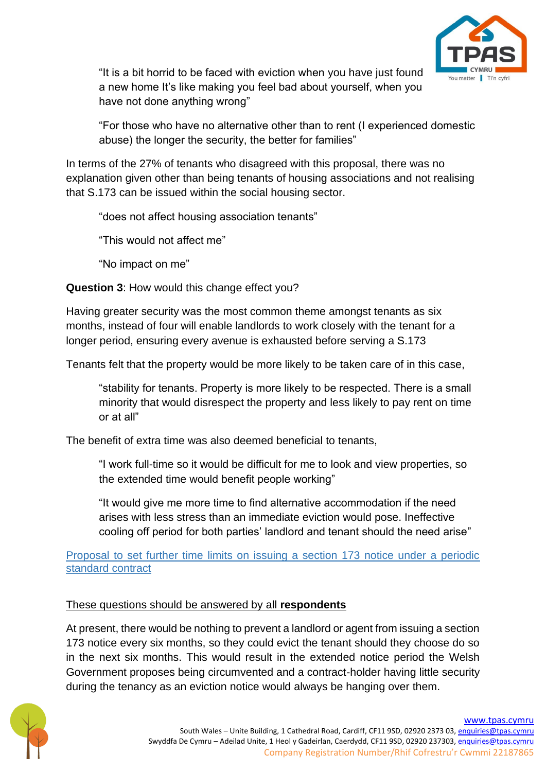> "It is a bit horrid to be faced with eviction when you have just found a new home It's like making you feel bad about yourself, when you have not done anything wrong"

> "For those who have no alternative other than to rent (I experienced domestic abuse) the longer the security, the better for families"

In terms of the 27% of tenants who disagreed with this proposal, there was no explanation given other than being tenants of housing associations and not realising that S.173 can be issued within the social housing sector.

> "does not affect housing association tenants"

> "This would not affect me"

> "No impact on me"

**Question 3**: How would this change effect you?

Having greater security was the most common theme amongst tenants as six months, instead of four will enable landlords to work closely with the tenant for a longer period, ensuring every avenue is exhausted before serving a S.173

Tenants felt that the property would be more likely to be taken care of in this case,

> "stability for tenants. Property is more likely to be respected. There is a small minority that would disrespect the property and less likely to pay rent on time or at all"

The benefit of extra time was also deemed beneficial to tenants,

> "I work full-time so it would be difficult for me to look and view properties, so the extended time would benefit people working"

> "It would give me more time to find alternative accommodation if the need arises with less stress than an immediate eviction would pose. Ineffective cooling off period for both parties' landlord and tenant should the need arise"

Proposal to set further time limits on issuing a section 173 notice under a periodic standard contract

These questions should be answered by all **respondents**

At present, there would be nothing to prevent a landlord or agent from issuing a section 173 notice every six months, so they could evict the tenant should they choose do so in the next six months. This would result in the extended notice period the Welsh Government proposes being circumvented and a contract-holder having little security during the tenancy as an eviction notice would always be hanging over them.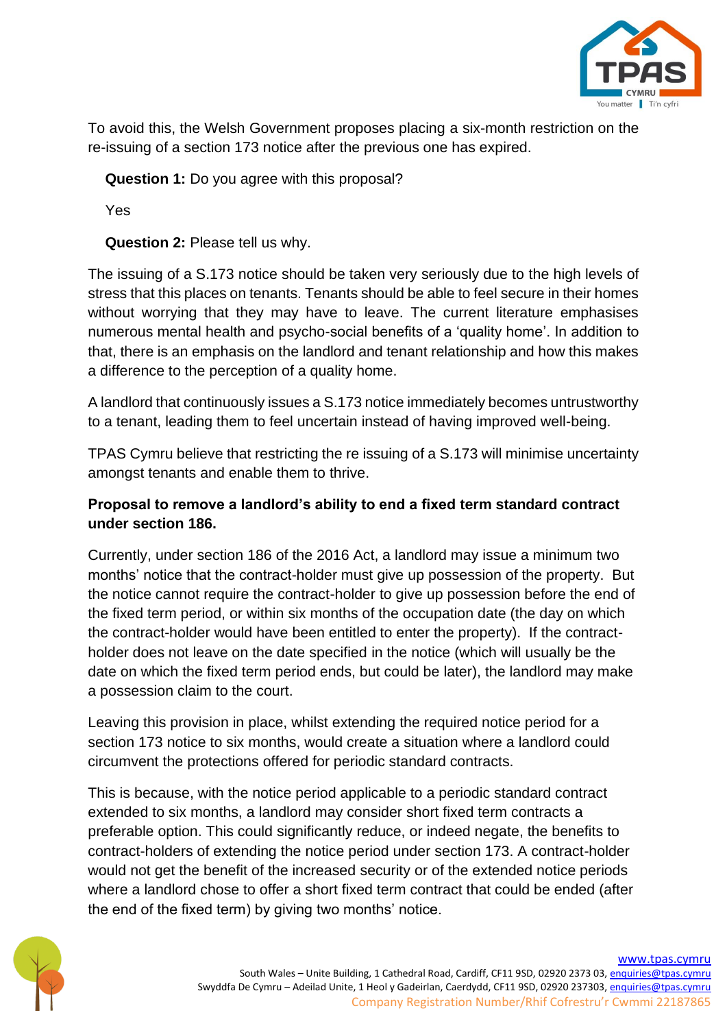To avoid this, the Welsh Government proposes placing a six-month restriction on the re-issuing of a section 173 notice after the previous one has expired.

**Question 1:** Do you agree with this proposal?

Yes

**Question 2:** Please tell us why.

The issuing of a S.173 notice should be taken very seriously due to the high levels of stress that this places on tenants. Tenants should be able to feel secure in their homes without worrying that they may have to leave. The current literature emphasises numerous mental health and psycho-social benefits of a 'quality home'. In addition to that, there is an emphasis on the landlord and tenant relationship and how this makes a difference to the perception of a quality home.

A landlord that continuously issues a S.173 notice immediately becomes untrustworthy to a tenant, leading them to feel uncertain instead of having improved well-being.

TPAS Cymru believe that restricting the re issuing of a S.173 will minimise uncertainty amongst tenants and enable them to thrive.

**Proposal to remove a landlord's ability to end a fixed term standard contract under section 186.**

Currently, under section 186 of the 2016 Act, a landlord may issue a minimum two months' notice that the contract-holder must give up possession of the property. But the notice cannot require the contract-holder to give up possession before the end of the fixed term period, or within six months of the occupation date (the day on which the contract-holder would have been entitled to enter the property). If the contract-holder does not leave on the date specified in the notice (which will usually be the date on which the fixed term period ends, but could be later), the landlord may make a possession claim to the court.

Leaving this provision in place, whilst extending the required notice period for a section 173 notice to six months, would create a situation where a landlord could circumvent the protections offered for periodic standard contracts.

This is because, with the notice period applicable to a periodic standard contract extended to six months, a landlord may consider short fixed term contracts a preferable option. This could significantly reduce, or indeed negate, the benefits to contract-holders of extending the notice period under section 173. A contract-holder would not get the benefit of the increased security or of the extended notice periods where a landlord chose to offer a short fixed term contract that could be ended (after the end of the fixed term) by giving two months' notice.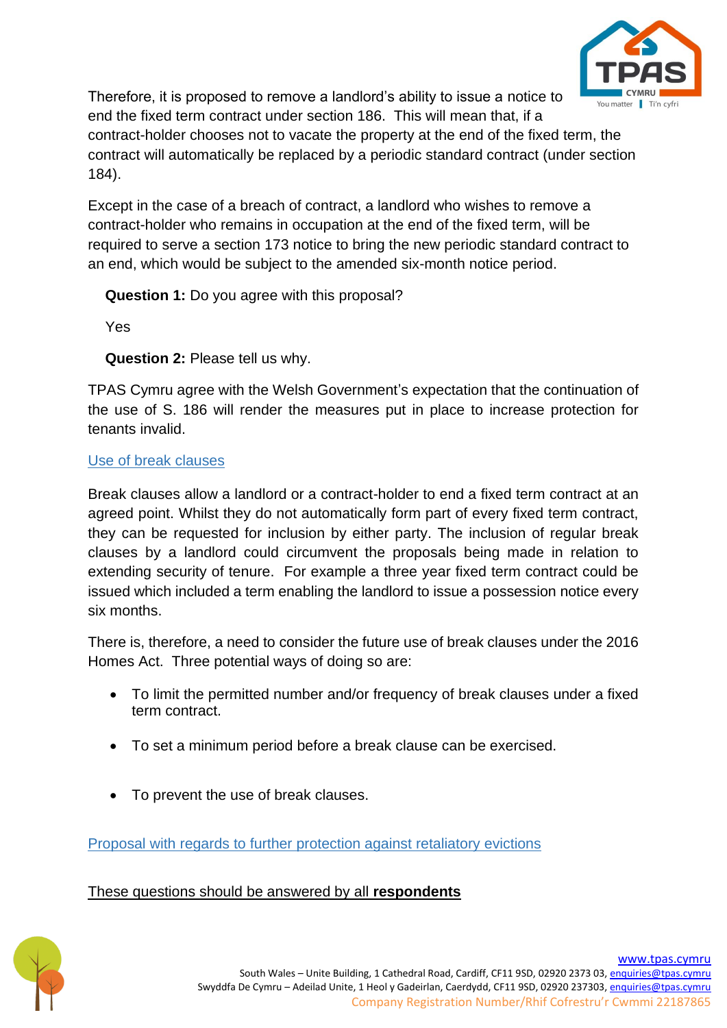Therefore, it is proposed to remove a landlord's ability to issue a notice to end the fixed term contract under section 186. This will mean that, if a contract-holder chooses not to vacate the property at the end of the fixed term, the contract will automatically be replaced by a periodic standard contract (under section 184).

Except in the case of a breach of contract, a landlord who wishes to remove a contract-holder who remains in occupation at the end of the fixed term, will be required to serve a section 173 notice to bring the new periodic standard contract to an end, which would be subject to the amended six-month notice period.

**Question 1:** Do you agree with this proposal?

Yes

**Question 2:** Please tell us why.

TPAS Cymru agree with the Welsh Government's expectation that the continuation of the use of S. 186 will render the measures put in place to increase protection for tenants invalid.

## Use of break clauses

Break clauses allow a landlord or a contract-holder to end a fixed term contract at an agreed point. Whilst they do not automatically form part of every fixed term contract, they can be requested for inclusion by either party. The inclusion of regular break clauses by a landlord could circumvent the proposals being made in relation to extending security of tenure. For example a three year fixed term contract could be issued which included a term enabling the landlord to issue a possession notice every six months.

There is, therefore, a need to consider the future use of break clauses under the 2016 Homes Act. Three potential ways of doing so are:

- To limit the permitted number and/or frequency of break clauses under a fixed term contract.
- To set a minimum period before a break clause can be exercised.
- To prevent the use of break clauses.

## Proposal with regards to further protection against retaliatory evictions

These questions should be answered by all **respondents**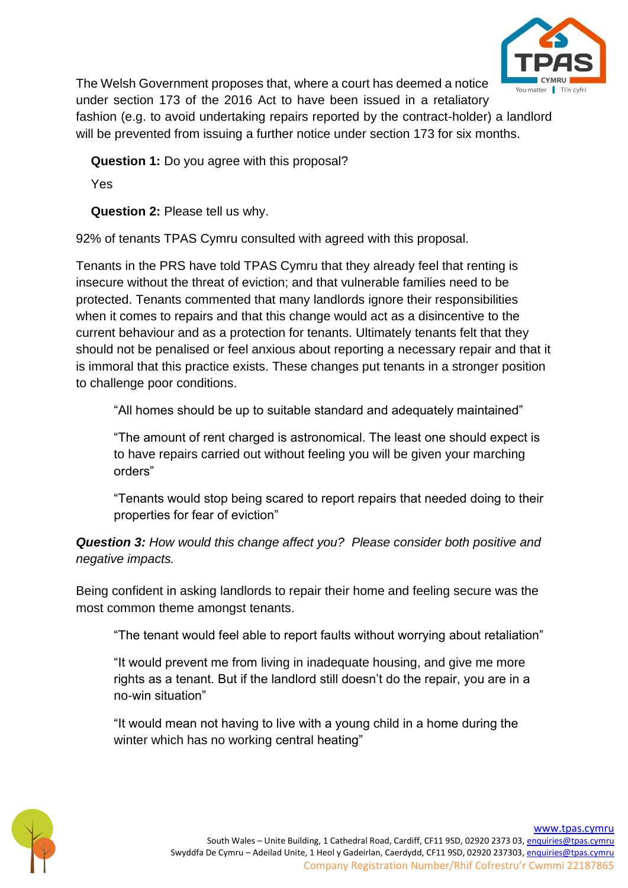The Welsh Government proposes that, where a court has deemed a notice under section 173 of the 2016 Act to have been issued in a retaliatory fashion (e.g. to avoid undertaking repairs reported by the contract-holder) a landlord will be prevented from issuing a further notice under section 173 for six months.

**Question 1:** Do you agree with this proposal?

Yes

**Question 2:** Please tell us why.

92% of tenants TPAS Cymru consulted with agreed with this proposal.

Tenants in the PRS have told TPAS Cymru that they already feel that renting is insecure without the threat of eviction; and that vulnerable families need to be protected. Tenants commented that many landlords ignore their responsibilities when it comes to repairs and that this change would act as a disincentive to the current behaviour and as a protection for tenants. Ultimately tenants felt that they should not be penalised or feel anxious about reporting a necessary repair and that it is immoral that this practice exists. These changes put tenants in a stronger position to challenge poor conditions.

> "All homes should be up to suitable standard and adequately maintained"

> "The amount of rent charged is astronomical. The least one should expect is to have repairs carried out without feeling you will be given your marching orders"

> "Tenants would stop being scared to report repairs that needed doing to their properties for fear of eviction"

***Question 3:*** *How would this change affect you? Please consider both positive and negative impacts.*

Being confident in asking landlords to repair their home and feeling secure was the most common theme amongst tenants.

> "The tenant would feel able to report faults without worrying about retaliation"

> "It would prevent me from living in inadequate housing, and give me more rights as a tenant. But if the landlord still doesn't do the repair, you are in a no-win situation"

> "It would mean not having to live with a young child in a home during the winter which has no working central heating"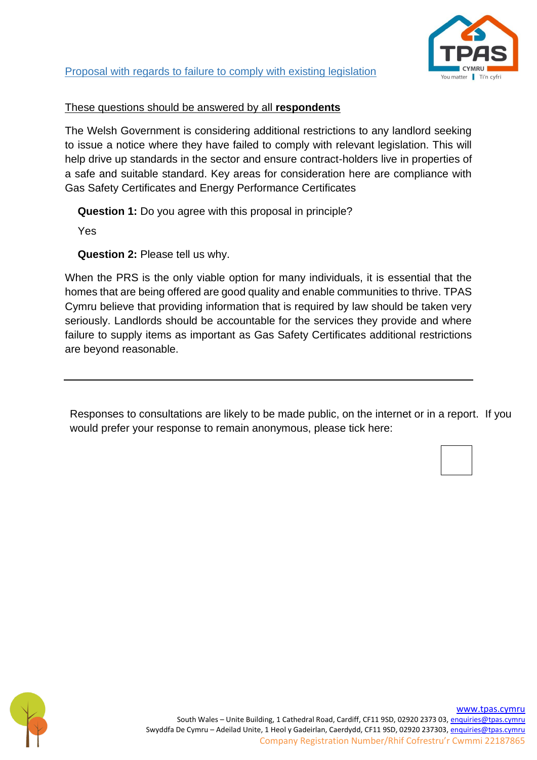Proposal with regards to failure to comply with existing legislation

These questions should be answered by all **respondents**

The Welsh Government is considering additional restrictions to any landlord seeking to issue a notice where they have failed to comply with relevant legislation. This will help drive up standards in the sector and ensure contract-holders live in properties of a safe and suitable standard. Key areas for consideration here are compliance with Gas Safety Certificates and Energy Performance Certificates

**Question 1:** Do you agree with this proposal in principle?

Yes

**Question 2:** Please tell us why.

When the PRS is the only viable option for many individuals, it is essential that the homes that are being offered are good quality and enable communities to thrive. TPAS Cymru believe that providing information that is required by law should be taken very seriously. Landlords should be accountable for the services they provide and where failure to supply items as important as Gas Safety Certificates additional restrictions are beyond reasonable.

---

Responses to consultations are likely to be made public, on the internet or in a report. If you would prefer your response to remain anonymous, please tick here:

☐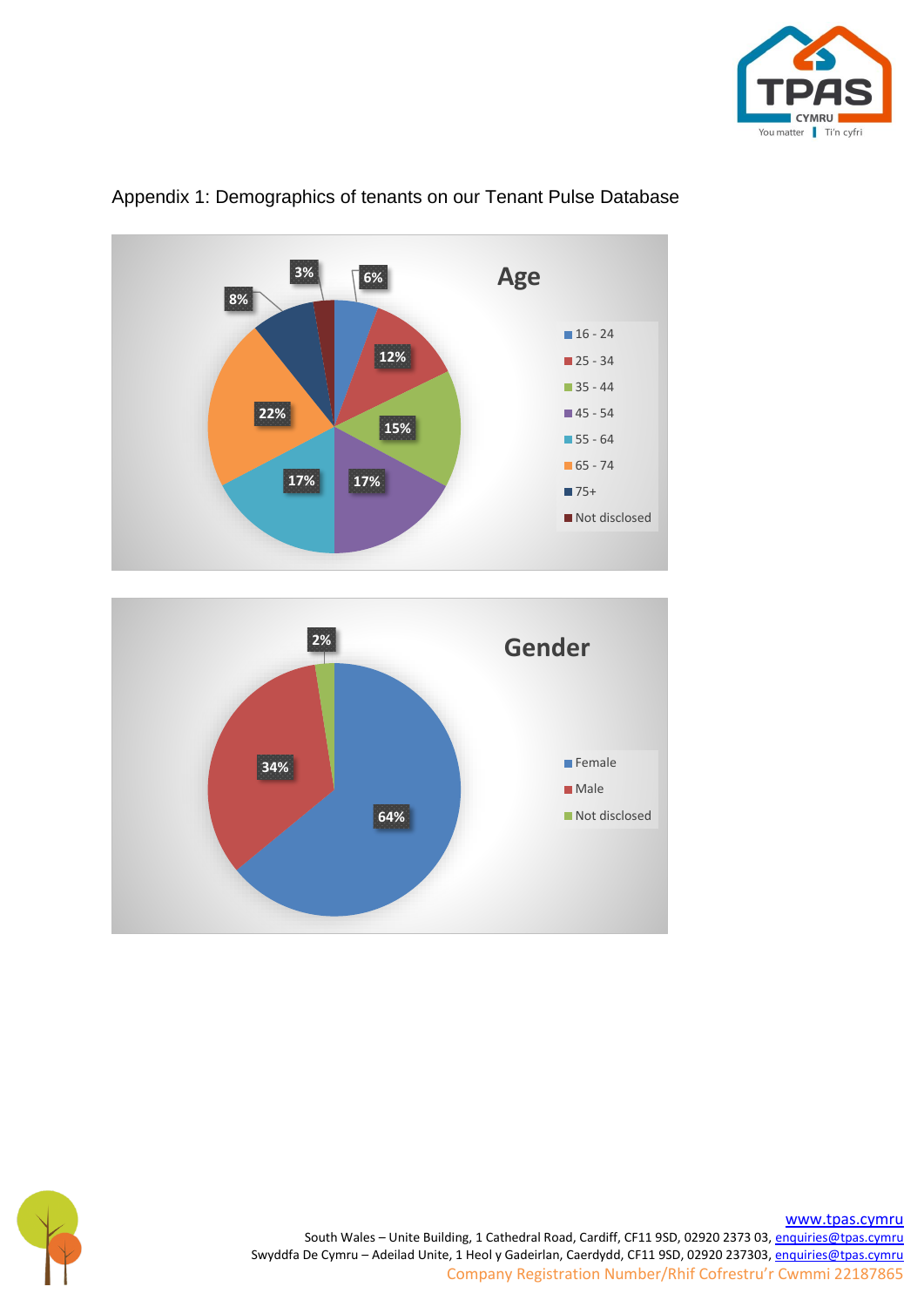Appendix 1: Demographics of tenants on our Tenant Pulse Database

**Age**

| Age | % |
| --- | --- |
| 16 - 24 | 6% |
| 25 - 34 | 12% |
| 35 - 44 | 15% |
| 45 - 54 | 17% |
| 55 - 64 | 17% |
| 65 - 74 | 22% |
| 75+ | 8% |
| Not disclosed | 3% |

**Gender**

| Gender | % |
| --- | --- |
| Female | 64% |
| Male | 34% |
| Not disclosed | 2% |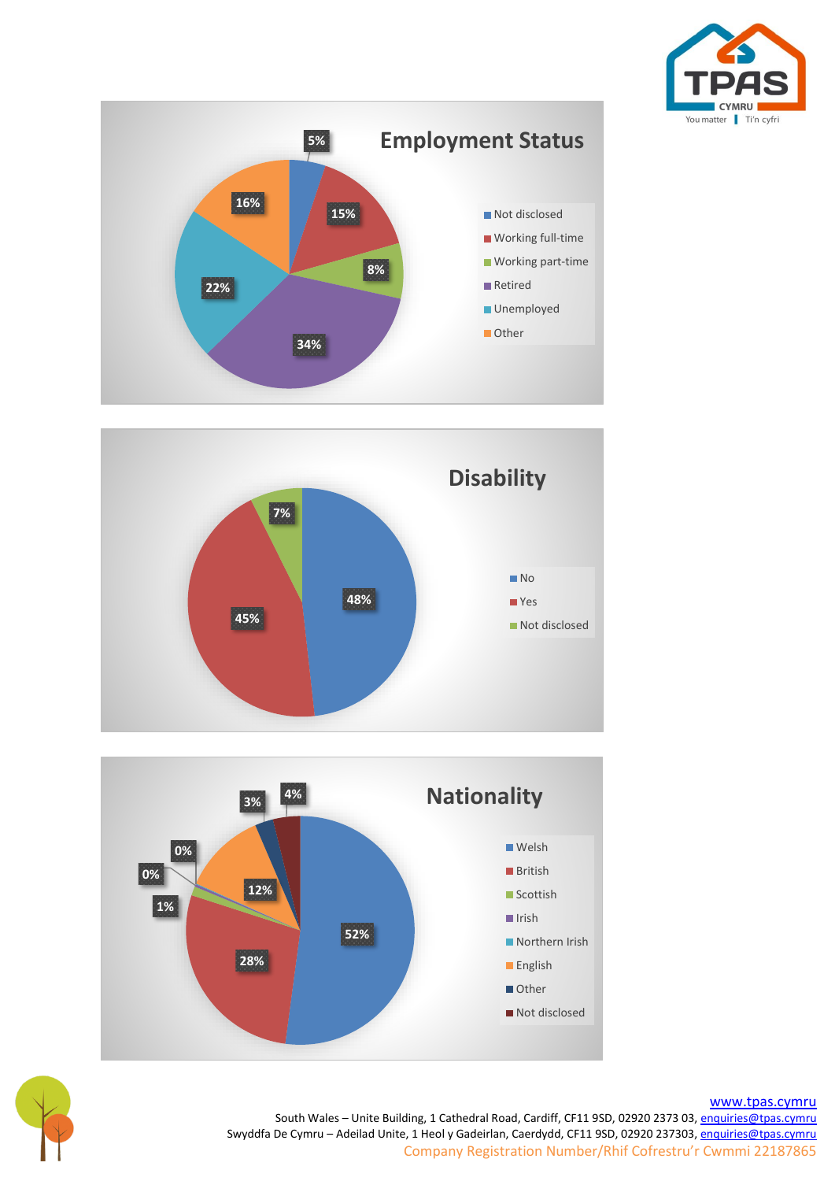## Employment Status

| Category | Percentage |
| --- | --- |
| Not disclosed | 5% |
| Working full-time | 15% |
| Working part-time | 8% |
| Retired | 34% |
| Unemployed | 22% |
| Other | 16% |

## Disability

| Category | Percentage |
| --- | --- |
| No | 48% |
| Yes | 45% |
| Not disclosed | 7% |

## Nationality

| Category | Percentage |
| --- | --- |
| Welsh | 52% |
| British | 28% |
| Scottish | 1% |
| Irish | 0% |
| Northern Irish | 0% |
| English | 12% |
| Other | 3% |
| Not disclosed | 4% |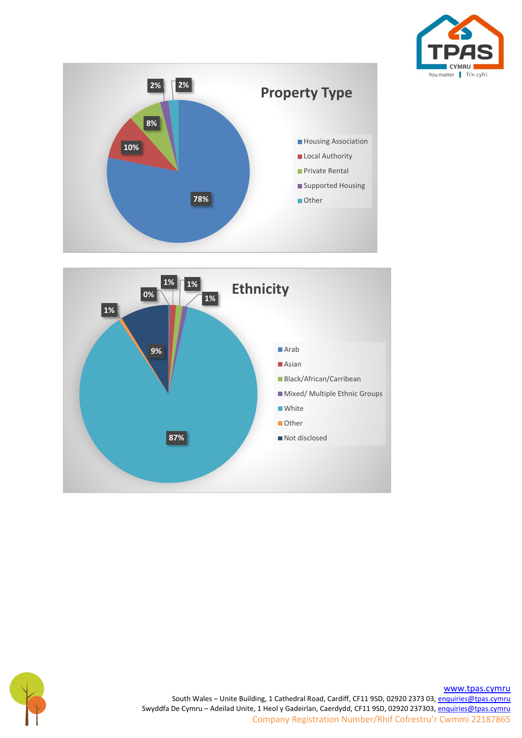## Property Type

| Property Type | % |
|---|---|
| Housing Association | 78% |
| Local Authority | 10% |
| Private Rental | 8% |
| Supported Housing | 2% |
| Other | 2% |

## Ethnicity

| Ethnicity | % |
|---|---|
| Arab | 0% |
| Asian | 1% |
| Black/African/Carribean | 1% |
| Mixed/ Multiple Ethnic Groups | 1% |
| White | 87% |
| Other | 1% |
| Not disclosed | 9% |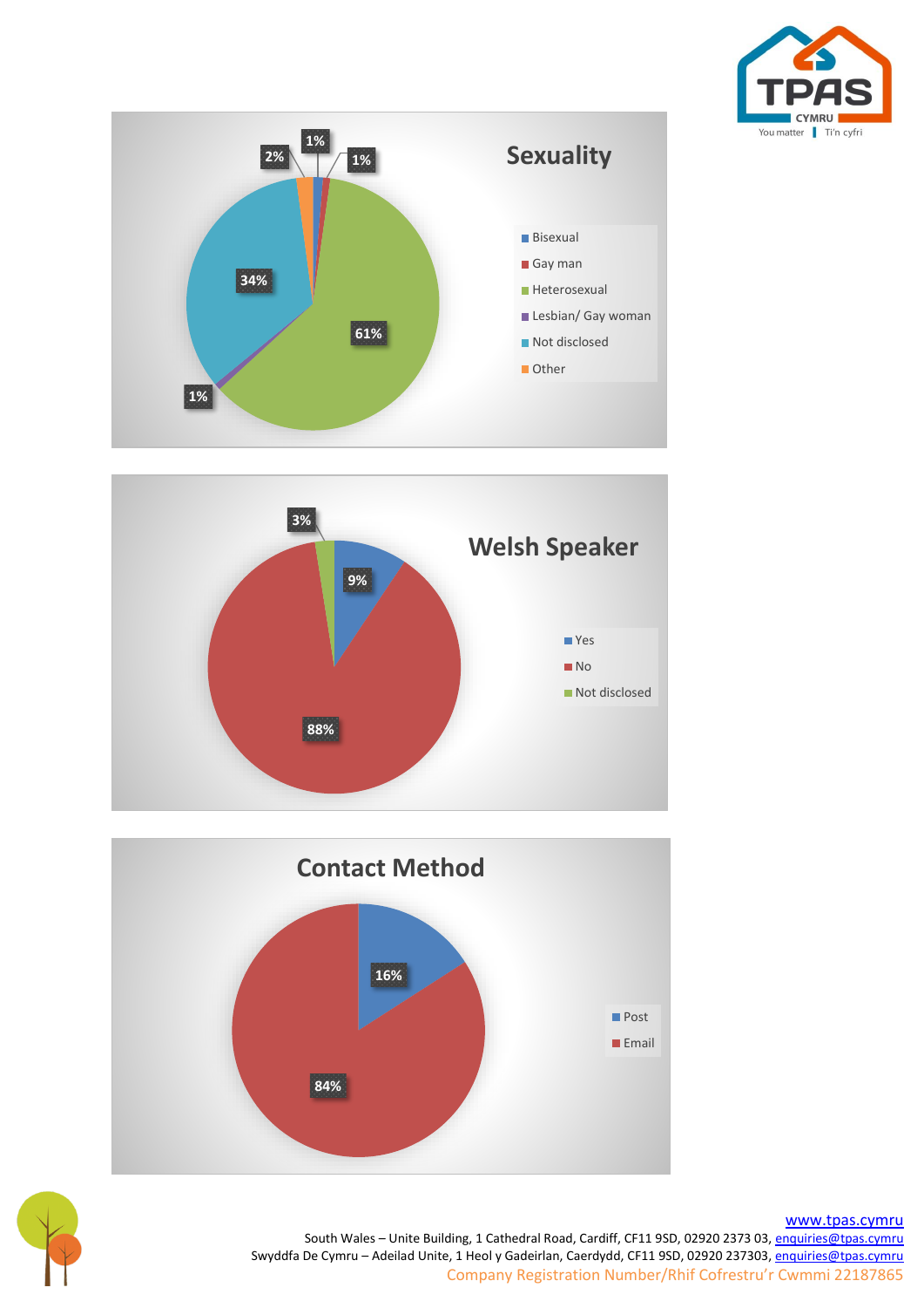## Sexuality

| Category | Percentage |
| --- | --- |
| Bisexual | 1% |
| Gay man | 1% |
| Heterosexual | 61% |
| Lesbian/ Gay woman | 1% |
| Not disclosed | 34% |
| Other | 2% |

## Welsh Speaker

| Category | Percentage |
| --- | --- |
| Yes | 9% |
| No | 88% |
| Not disclosed | 3% |

## Contact Method

| Category | Percentage |
| --- | --- |
| Post | 16% |
| Email | 84% |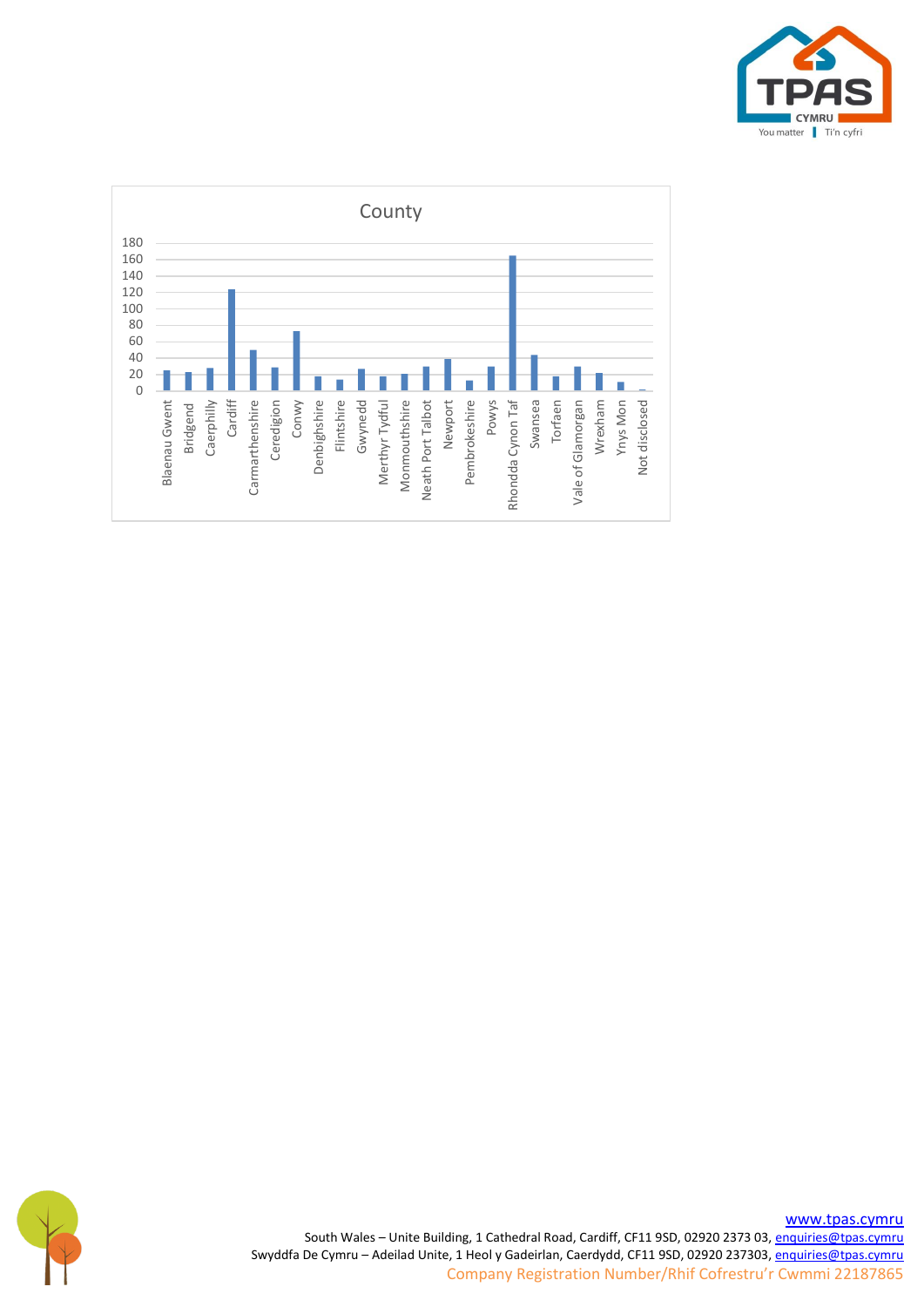County

180
160
140
120
100
80
60
40
20
0

Blaenau Gwent
Bridgend
Caerphilly
Cardiff
Carmarthenshire
Ceredigion
Conwy
Denbighshire
Flintshire
Gwynedd
Merthyr Tydful
Monmouthshire
Neath Port Talbot
Newport
Pembrokeshire
Powys
Rhondda Cynon Taf
Swansea
Torfaen
Vale of Glamorgan
Wrexham
Ynys Mon
Not disclosed